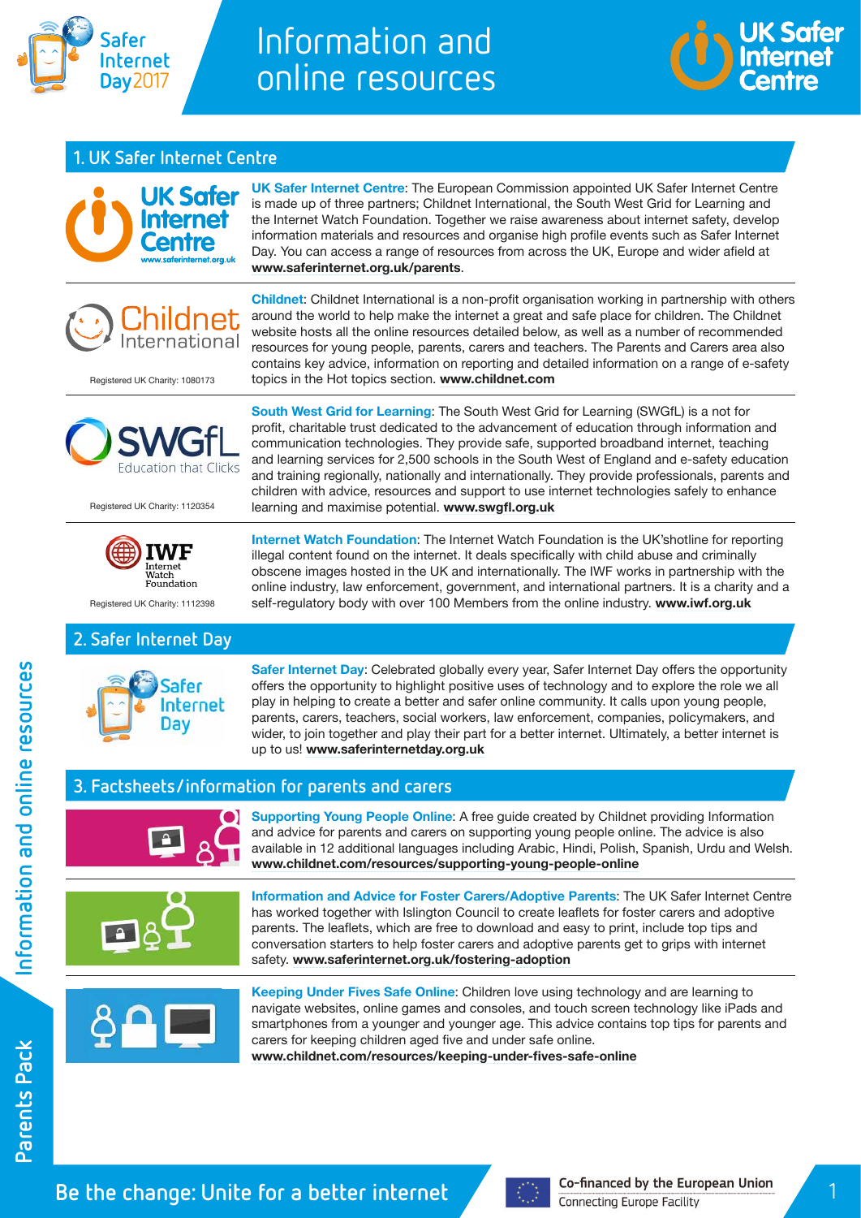# Information and online resources

## 1. UK Safer Internet Centre

**UK Safer Internet Centre**: The European Commission appointed UK Safer Internet Centre is made up of three partners; Childnet International, the South West Grid for Learning and the Internet Watch Foundation. Together we raise awareness about internet safety, develop information materials and resources and organise high profile events such as Safer Internet Day. You can access a range of resources from across the UK, Europe and wider afield at **www.saferinternet.org.uk/parents**.

Registered UK Charity: 1080173

**Childnet**: Childnet International is a non-profit organisation working in partnership with others around the world to help make the internet a great and safe place for children. The Childnet website hosts all the online resources detailed below, as well as a number of recommended resources for young people, parents, carers and teachers. The Parents and Carers area also contains key advice, information on reporting and detailed information on a range of e-safety topics in the Hot topics section. **www.childnet.com**

Registered UK Charity: 1120354

**South West Grid for Learning**: The South West Grid for Learning (SWGfL) is a not for profit, charitable trust dedicated to the advancement of education through information and communication technologies. They provide safe, supported broadband internet, teaching and learning services for 2,500 schools in the South West of England and e-safety education and training regionally, nationally and internationally. They provide professionals, parents and children with advice, resources and support to use internet technologies safely to enhance learning and maximise potential. **www.swgfl.org.uk**

Registered UK Charity: 1112398

**Internet Watch Foundation**: The Internet Watch Foundation is the UK'shotline for reporting illegal content found on the internet. It deals specifically with child abuse and criminally obscene images hosted in the UK and internationally. The IWF works in partnership with the online industry, law enforcement, government, and international partners. It is a charity and a self-regulatory body with over 100 Members from the online industry. **www.iwf.org.uk**

## 2. Safer Internet Day

**Safer Internet Day**: Celebrated globally every year, Safer Internet Day offers the opportunity offers the opportunity to highlight positive uses of technology and to explore the role we all play in helping to create a better and safer online community. It calls upon young people, parents, carers, teachers, social workers, law enforcement, companies, policymakers, and wider, to join together and play their part for a better internet. Ultimately, a better internet is up to us! **www.saferinternetday.org.uk**

## 3. Factsheets/information for parents and carers

**Supporting Young People Online**: A free guide created by Childnet providing Information and advice for parents and carers on supporting young people online. The advice is also available in 12 additional languages including Arabic, Hindi, Polish, Spanish, Urdu and Welsh. **www.childnet.com/resources/supporting-young-people-online**

**Information and Advice for Foster Carers/Adoptive Parents**: The UK Safer Internet Centre has worked together with Islington Council to create leaflets for foster carers and adoptive parents. The leaflets, which are free to download and easy to print, include top tips and conversation starters to help foster carers and adoptive parents get to grips with internet safety. **www.saferinternet.org.uk/fostering-adoption**

**Keeping Under Fives Safe Online**: Children love using technology and are learning to navigate websites, online games and consoles, and touch screen technology like iPads and smartphones from a younger and younger age. This advice contains top tips for parents and carers for keeping children aged five and under safe online. **www.childnet.com/resources/keeping-under-fives-safe-online**

Be the change: Unite for a better internet

Co-financed by the European Union
Connecting Europe Facility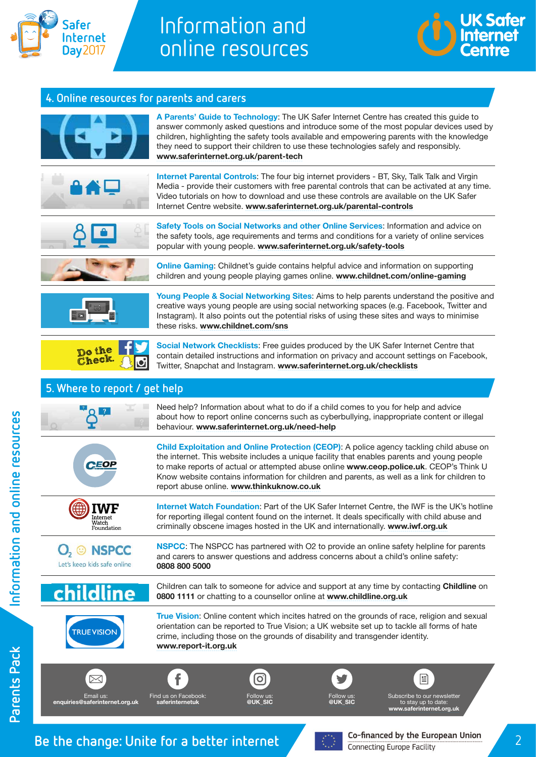# Information and online resources

## 4. Online resources for parents and carers

**A Parents' Guide to Technology**: The UK Safer Internet Centre has created this guide to answer commonly asked questions and introduce some of the most popular devices used by children, highlighting the safety tools available and empowering parents with the knowledge they need to support their children to use these technologies safely and responsibly. **www.saferinternet.org.uk/parent-tech**

**Internet Parental Controls**: The four big internet providers - BT, Sky, Talk Talk and Virgin Media - provide their customers with free parental controls that can be activated at any time. Video tutorials on how to download and use these controls are available on the UK Safer Internet Centre website. **www.saferinternet.org.uk/parental-controls**

**Safety Tools on Social Networks and other Online Services**: Information and advice on the safety tools, age requirements and terms and conditions for a variety of online services popular with young people. **www.saferinternet.org.uk/safety-tools**

**Online Gaming**: Childnet's guide contains helpful advice and information on supporting children and young people playing games online. **www.childnet.com/online-gaming**

**Young People & Social Networking Sites**: Aims to help parents understand the positive and creative ways young people are using social networking spaces (e.g. Facebook, Twitter and Instagram). It also points out the potential risks of using these sites and ways to minimise these risks. **www.childnet.com/sns**

**Social Network Checklists**: Free guides produced by the UK Safer Internet Centre that contain detailed instructions and information on privacy and account settings on Facebook, Twitter, Snapchat and Instagram. **www.saferinternet.org.uk/checklists**

## 5. Where to report / get help

Need help? Information about what to do if a child comes to you for help and advice about how to report online concerns such as cyberbullying, inappropriate content or illegal behaviour. **www.saferinternet.org.uk/need-help**

**Child Exploitation and Online Protection (CEOP)**: A police agency tackling child abuse on the internet. This website includes a unique facility that enables parents and young people to make reports of actual or attempted abuse online **www.ceop.police.uk**. CEOP's Think U Know website contains information for children and parents, as well as a link for children to report abuse online. **www.thinkuknow.co.uk**

**Internet Watch Foundation**: Part of the UK Safer Internet Centre, the IWF is the UK's hotline for reporting illegal content found on the internet. It deals specifically with child abuse and criminally obscene images hosted in the UK and internationally. **www.iwf.org.uk**

**NSPCC**: The NSPCC has partnered with O2 to provide an online safety helpline for parents and carers to answer questions and address concerns about a child's online safety: **0808 800 5000**

Children can talk to someone for advice and support at any time by contacting **Childline** on **0800 1111** or chatting to a counsellor online at **www.childline.org.uk**

**True Vision**: Online content which incites hatred on the grounds of race, religion and sexual orientation can be reported to True Vision; a UK website set up to tackle all forms of hate crime, including those on the grounds of disability and transgender identity. **www.report-it.org.uk**

Email us: **enquiries@saferinternet.org.uk**

Find us on Facebook: **saferinternetuk**

Follow us: **@UK_SIC**

Follow us: **@UK_SIC**

Subscribe to our newsletter to stay up to date: **www.saferinternet.org.uk**

Be the change: Unite for a better internet

Co-financed by the European Union
Connecting Europe Facility